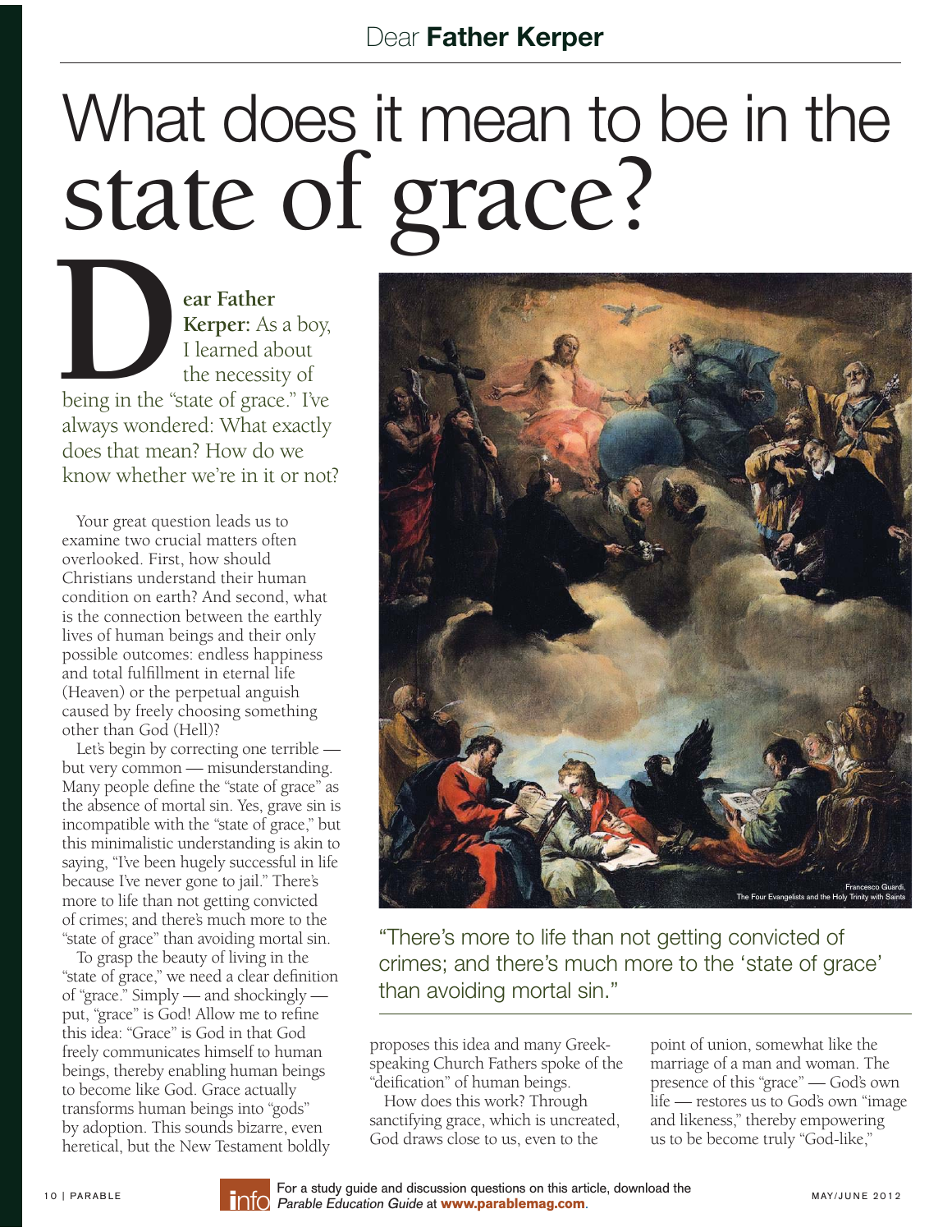Dear **Father Kerper**

# What does it mean to be in the state of grace?

**Dear Father Kerper:** As a boy, I learned about the necessity of being in the "state of grace." I've always wondered: What exactly does that mean? How do we know whether we're in it or not?

Your great question leads us to examine two crucial matters often overlooked. First, how should Christians understand their human condition on earth? And second, what is the connection between the earthly lives of human beings and their only possible outcomes: endless happiness and total fulfillment in eternal life (Heaven) or the perpetual anguish caused by freely choosing something other than God (Hell)?

Let's begin by correcting one terrible — but very common — misunderstanding. Many people define the "state of grace" as the absence of mortal sin. Yes, grave sin is incompatible with the "state of grace," but this minimalistic understanding is akin to saying, "I've been hugely successful in life because I've never gone to jail." There's more to life than not getting convicted of crimes; and there's much more to the "state of grace" than avoiding mortal sin.

To grasp the beauty of living in the "state of grace," we need a clear definition of "grace." Simply — and shockingly — put, "grace" is God! Allow me to refine this idea: "Grace" is God in that God freely communicates himself to human beings, thereby enabling human beings to become like God. Grace actually transforms human beings into "gods" by adoption. This sounds bizarre, even heretical, but the New Testament boldly proposes this idea and many Greek-speaking Church Fathers spoke of the "deification" of human beings.

Francesco Guardi, The Four Evangelists and the Holy Trinity with Saints

> "There's more to life than not getting convicted of crimes; and there's much more to the 'state of grace' than avoiding mortal sin."

How does this work? Through sanctifying grace, which is uncreated, God draws close to us, even to the point of union, somewhat like the marriage of a man and woman. The presence of this "grace" — God's own life — restores us to God's own "image and likeness," thereby empowering us to be become truly "God-like,"

For a study guide and discussion questions on this article, download the *Parable Education Guide* at **www.parablemag.com**.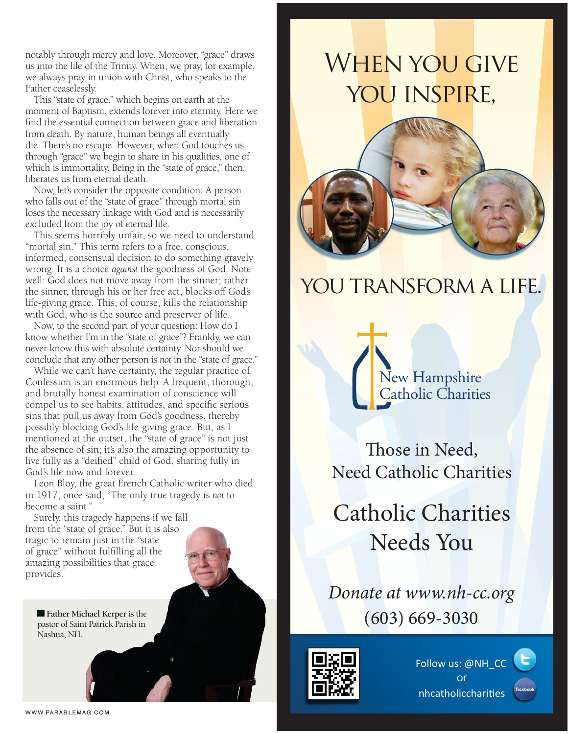notably through mercy and love. Moreover, "grace" draws us into the life of the Trinity. When, we pray, for example, we always pray in union with Christ, who speaks to the Father ceaselessly.

This "state of grace," which begins on earth at the moment of Baptism, extends forever into eternity. Here we find the essential connection between grace and liberation from death. By nature, human beings all eventually die. There's no escape. However, when God touches us through "grace" we begin to share in his qualities, one of which is immortality. Being in the "state of grace," then, liberates us from eternal death.

Now, let's consider the opposite condition: A person who falls out of the "state of grace" through mortal sin loses the necessary linkage with God and is necessarily excluded from the joy of eternal life.

This seems horribly unfair, so we need to understand "mortal sin." This term refers to a free, conscious, informed, consensual decision to do something gravely wrong. It is a choice *against* the goodness of God. Note well: God does not move away from the sinner; rather the sinner, through his or her free act, blocks off God's life-giving grace. This, of course, kills the relationship with God, who is the source and preserver of life.

Now, to the second part of your question: How do I know whether I'm in the "state of grace"? Frankly, we can never know this with absolute certainty. Nor should we conclude that any other person is *not* in the "state of grace."

While we can't have certainty, the regular practice of Confession is an enormous help. A frequent, thorough, and brutally honest examination of conscience will compel us to see habits, attitudes, and specific serious sins that pull us away from God's goodness, thereby possibly blocking God's life-giving grace. But, as I mentioned at the outset, the "state of grace" is not just the absence of sin; it's also the amazing opportunity to live fully as a "deified" child of God, sharing fully in God's life now and forever.

Leon Bloy, the great French Catholic writer who died in 1917, once said, "The only true tragedy is *not* to become a saint."

Surely, this tragedy happens if we fall from the "state of grace." But it is also tragic to remain just in the "state of grace" without fulfilling all the amazing possibilities that grace provides.

**Father Michael Kerper** is the pastor of Saint Patrick Parish in Nashua, NH.

# When you give you inspire,

# You transform a life.

New Hampshire Catholic Charities

Those in Need, Need Catholic Charities

Catholic Charities Needs You

*Donate at www.nh-cc.org*
(603) 669-3030

Follow us: @NH_CC
or
nhcatholiccharities